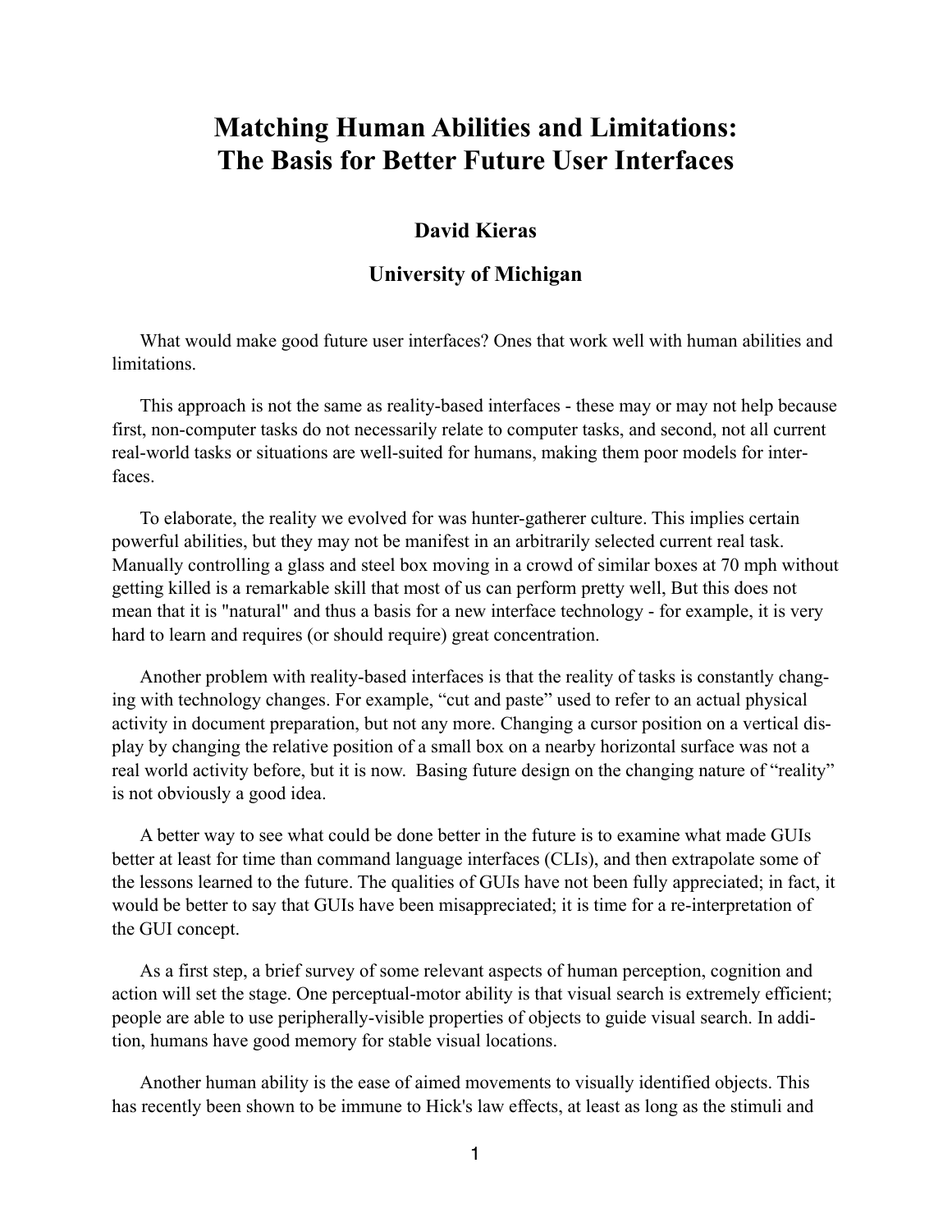# Matching Human Abilities and Limitations: The Basis for Better Future User Interfaces

**David Kieras**

**University of Michigan**

What would make good future user interfaces? Ones that work well with human abilities and limitations.

This approach is not the same as reality-based interfaces - these may or may not help because first, non-computer tasks do not necessarily relate to computer tasks, and second, not all current real-world tasks or situations are well-suited for humans, making them poor models for interfaces.

To elaborate, the reality we evolved for was hunter-gatherer culture. This implies certain powerful abilities, but they may not be manifest in an arbitrarily selected current real task. Manually controlling a glass and steel box moving in a crowd of similar boxes at 70 mph without getting killed is a remarkable skill that most of us can perform pretty well, But this does not mean that it is "natural" and thus a basis for a new interface technology - for example, it is very hard to learn and requires (or should require) great concentration.

Another problem with reality-based interfaces is that the reality of tasks is constantly changing with technology changes. For example, "cut and paste" used to refer to an actual physical activity in document preparation, but not any more. Changing a cursor position on a vertical display by changing the relative position of a small box on a nearby horizontal surface was not a real world activity before, but it is now. Basing future design on the changing nature of "reality" is not obviously a good idea.

A better way to see what could be done better in the future is to examine what made GUIs better at least for time than command language interfaces (CLIs), and then extrapolate some of the lessons learned to the future. The qualities of GUIs have not been fully appreciated; in fact, it would be better to say that GUIs have been misappreciated; it is time for a re-interpretation of the GUI concept.

As a first step, a brief survey of some relevant aspects of human perception, cognition and action will set the stage. One perceptual-motor ability is that visual search is extremely efficient; people are able to use peripherally-visible properties of objects to guide visual search. In addition, humans have good memory for stable visual locations.

Another human ability is the ease of aimed movements to visually identified objects. This has recently been shown to be immune to Hick's law effects, at least as long as the stimuli and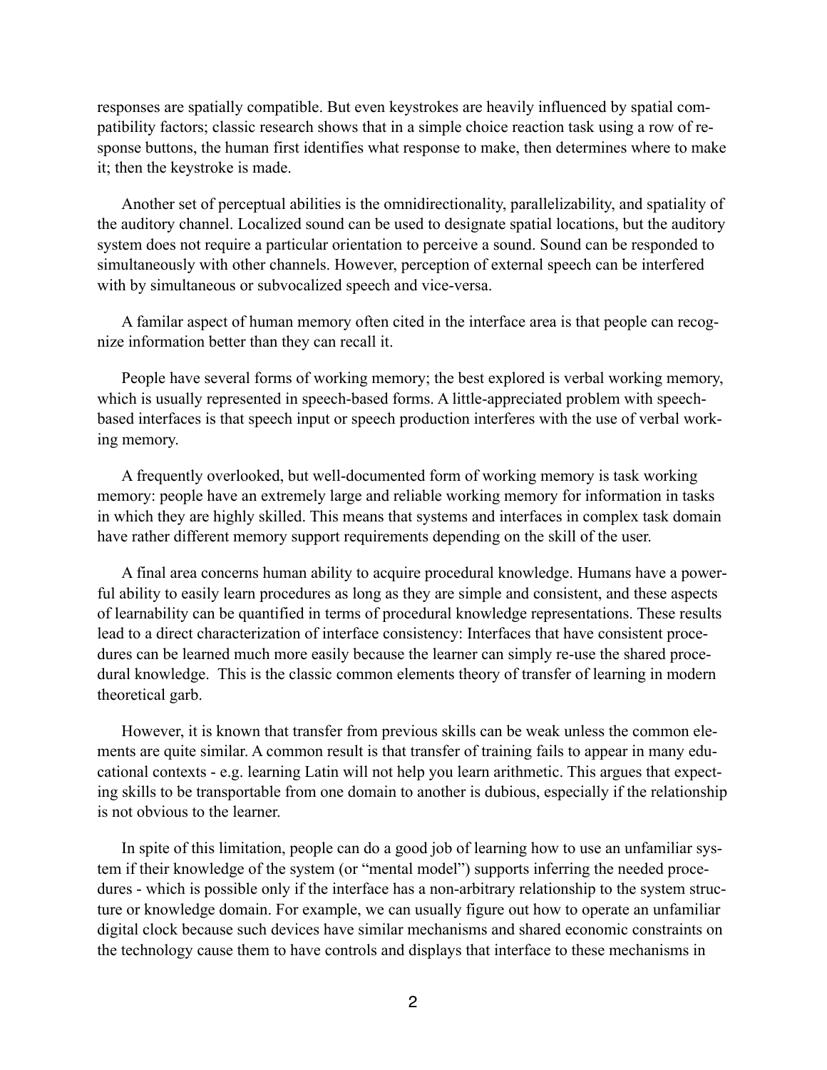responses are spatially compatible. But even keystrokes are heavily influenced by spatial compatibility factors; classic research shows that in a simple choice reaction task using a row of response buttons, the human first identifies what response to make, then determines where to make it; then the keystroke is made.

Another set of perceptual abilities is the omnidirectionality, parallelizability, and spatiality of the auditory channel. Localized sound can be used to designate spatial locations, but the auditory system does not require a particular orientation to perceive a sound. Sound can be responded to simultaneously with other channels. However, perception of external speech can be interfered with by simultaneous or subvocalized speech and vice-versa.

A familar aspect of human memory often cited in the interface area is that people can recognize information better than they can recall it.

People have several forms of working memory; the best explored is verbal working memory, which is usually represented in speech-based forms. A little-appreciated problem with speech-based interfaces is that speech input or speech production interferes with the use of verbal working memory.

A frequently overlooked, but well-documented form of working memory is task working memory: people have an extremely large and reliable working memory for information in tasks in which they are highly skilled. This means that systems and interfaces in complex task domain have rather different memory support requirements depending on the skill of the user.

A final area concerns human ability to acquire procedural knowledge. Humans have a powerful ability to easily learn procedures as long as they are simple and consistent, and these aspects of learnability can be quantified in terms of procedural knowledge representations. These results lead to a direct characterization of interface consistency: Interfaces that have consistent procedures can be learned much more easily because the learner can simply re-use the shared procedural knowledge. This is the classic common elements theory of transfer of learning in modern theoretical garb.

However, it is known that transfer from previous skills can be weak unless the common elements are quite similar. A common result is that transfer of training fails to appear in many educational contexts - e.g. learning Latin will not help you learn arithmetic. This argues that expecting skills to be transportable from one domain to another is dubious, especially if the relationship is not obvious to the learner.

In spite of this limitation, people can do a good job of learning how to use an unfamiliar system if their knowledge of the system (or "mental model") supports inferring the needed procedures - which is possible only if the interface has a non-arbitrary relationship to the system structure or knowledge domain. For example, we can usually figure out how to operate an unfamiliar digital clock because such devices have similar mechanisms and shared economic constraints on the technology cause them to have controls and displays that interface to these mechanisms in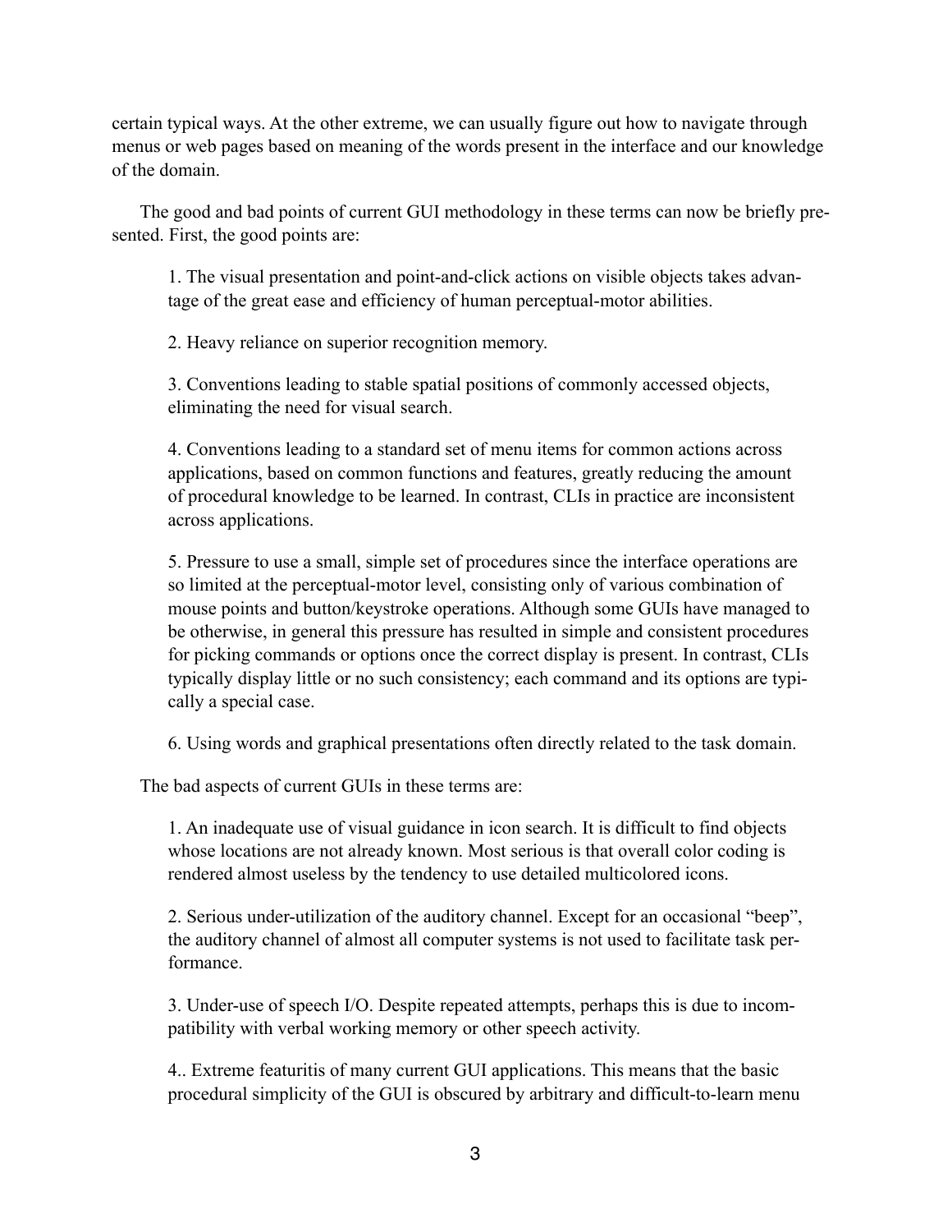certain typical ways. At the other extreme, we can usually figure out how to navigate through menus or web pages based on meaning of the words present in the interface and our knowledge of the domain.

The good and bad points of current GUI methodology in these terms can now be briefly presented. First, the good points are:

1. The visual presentation and point-and-click actions on visible objects takes advantage of the great ease and efficiency of human perceptual-motor abilities.

2. Heavy reliance on superior recognition memory.

3. Conventions leading to stable spatial positions of commonly accessed objects, eliminating the need for visual search.

4. Conventions leading to a standard set of menu items for common actions across applications, based on common functions and features, greatly reducing the amount of procedural knowledge to be learned. In contrast, CLIs in practice are inconsistent across applications.

5. Pressure to use a small, simple set of procedures since the interface operations are so limited at the perceptual-motor level, consisting only of various combination of mouse points and button/keystroke operations. Although some GUIs have managed to be otherwise, in general this pressure has resulted in simple and consistent procedures for picking commands or options once the correct display is present. In contrast, CLIs typically display little or no such consistency; each command and its options are typically a special case.

6. Using words and graphical presentations often directly related to the task domain.

The bad aspects of current GUIs in these terms are:

1. An inadequate use of visual guidance in icon search. It is difficult to find objects whose locations are not already known. Most serious is that overall color coding is rendered almost useless by the tendency to use detailed multicolored icons.

2. Serious under-utilization of the auditory channel. Except for an occasional "beep", the auditory channel of almost all computer systems is not used to facilitate task performance.

3. Under-use of speech I/O. Despite repeated attempts, perhaps this is due to incompatibility with verbal working memory or other speech activity.

4.. Extreme featuritis of many current GUI applications. This means that the basic procedural simplicity of the GUI is obscured by arbitrary and difficult-to-learn menu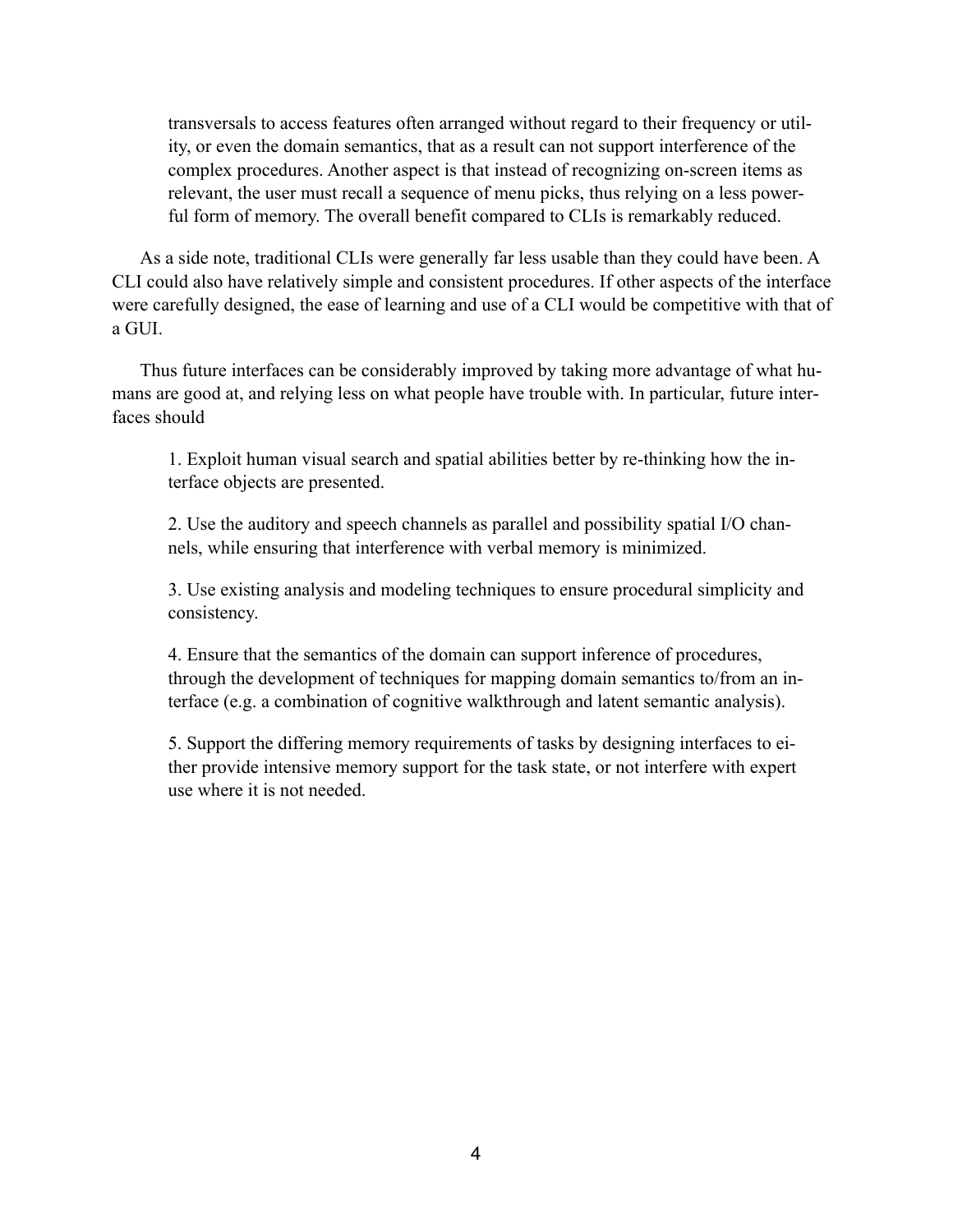transversals to access features often arranged without regard to their frequency or utility, or even the domain semantics, that as a result can not support interference of the complex procedures. Another aspect is that instead of recognizing on-screen items as relevant, the user must recall a sequence of menu picks, thus relying on a less powerful form of memory. The overall benefit compared to CLIs is remarkably reduced.

As a side note, traditional CLIs were generally far less usable than they could have been. A CLI could also have relatively simple and consistent procedures. If other aspects of the interface were carefully designed, the ease of learning and use of a CLI would be competitive with that of a GUI.

Thus future interfaces can be considerably improved by taking more advantage of what humans are good at, and relying less on what people have trouble with. In particular, future interfaces should

1. Exploit human visual search and spatial abilities better by re-thinking how the interface objects are presented.

2. Use the auditory and speech channels as parallel and possibility spatial I/O channels, while ensuring that interference with verbal memory is minimized.

3. Use existing analysis and modeling techniques to ensure procedural simplicity and consistency.

4. Ensure that the semantics of the domain can support inference of procedures, through the development of techniques for mapping domain semantics to/from an interface (e.g. a combination of cognitive walkthrough and latent semantic analysis).

5. Support the differing memory requirements of tasks by designing interfaces to either provide intensive memory support for the task state, or not interfere with expert use where it is not needed.